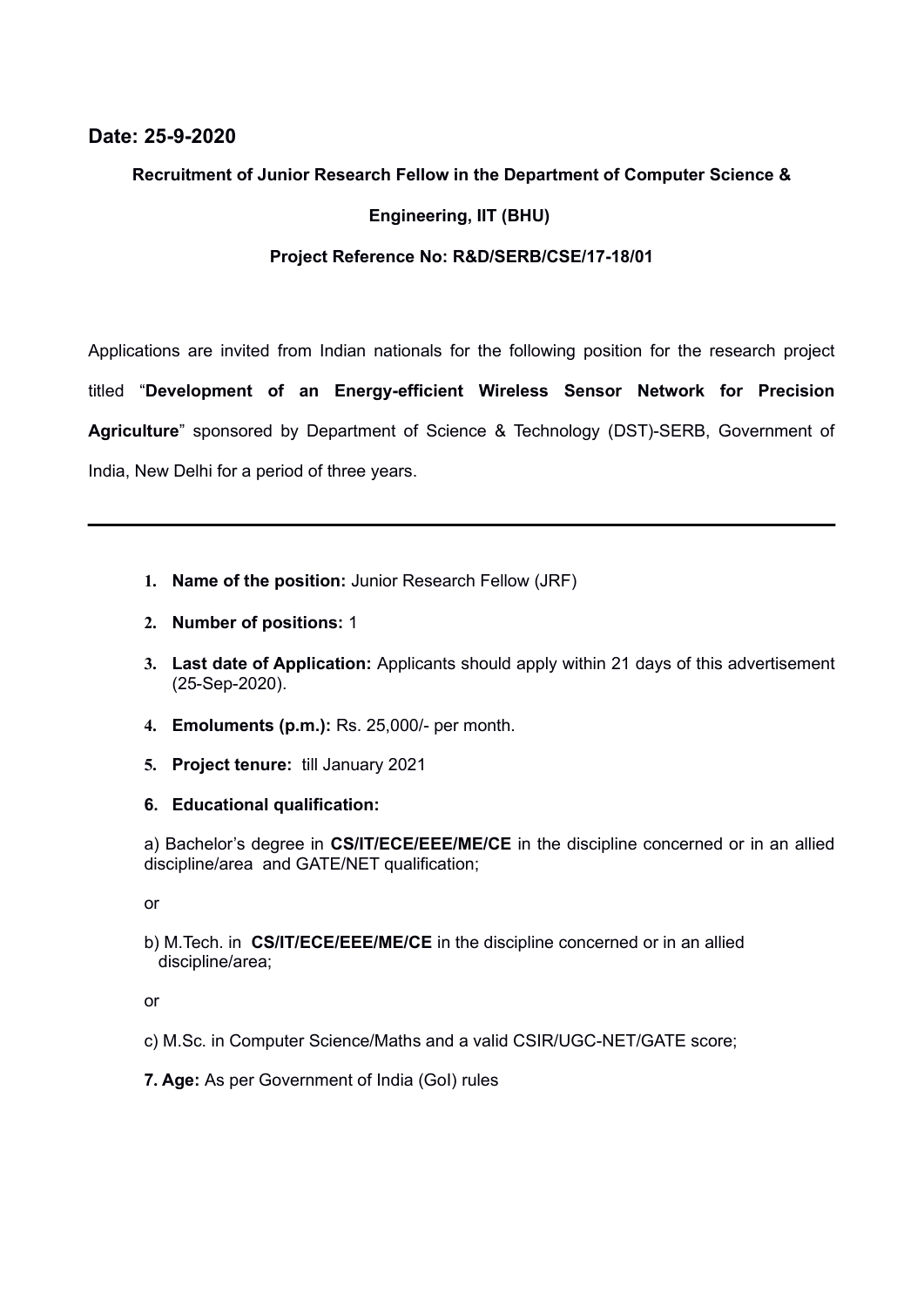**Date: 25-9-2020**

**Recruitment of Junior Research Fellow in the Department of Computer Science & Engineering, IIT (BHU)**

**Project Reference No: R&D/SERB/CSE/17-18/01**

Applications are invited from Indian nationals for the following position for the research project titled "**Development of an Energy-efficient Wireless Sensor Network for Precision Agriculture**" sponsored by Department of Science & Technology (DST)-SERB, Government of India, New Delhi for a period of three years.

---

1. **Name of the position:** Junior Research Fellow (JRF)
2. **Number of positions:** 1
3. **Last date of Application:** Applicants should apply within 21 days of this advertisement (25-Sep-2020).
4. **Emoluments (p.m.):** Rs. 25,000/- per month.
5. **Project tenure:** till January 2021
6. **Educational qualification:**

   a) Bachelor's degree in **CS/IT/ECE/EEE/ME/CE** in the discipline concerned or in an allied discipline/area and GATE/NET qualification;

   or

   b) M.Tech. in **CS/IT/ECE/EEE/ME/CE** in the discipline concerned or in an allied discipline/area;

   or

   c) M.Sc. in Computer Science/Maths and a valid CSIR/UGC-NET/GATE score;

7. **Age:** As per Government of India (GoI) rules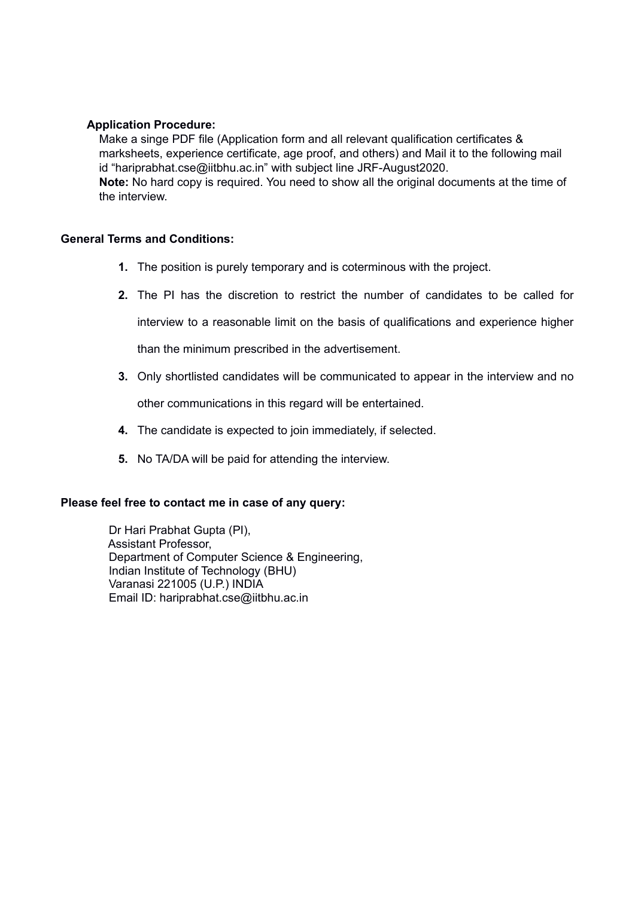**Application Procedure:**

Make a singe PDF file (Application form and all relevant qualification certificates & marksheets, experience certificate, age proof, and others) and Mail it to the following mail id "hariprabhat.cse@iitbhu.ac.in" with subject line JRF-August2020.

**Note:** No hard copy is required. You need to show all the original documents at the time of the interview.

**General Terms and Conditions:**

1. The position is purely temporary and is coterminous with the project.
2. The PI has the discretion to restrict the number of candidates to be called for interview to a reasonable limit on the basis of qualifications and experience higher than the minimum prescribed in the advertisement.
3. Only shortlisted candidates will be communicated to appear in the interview and no other communications in this regard will be entertained.
4. The candidate is expected to join immediately, if selected.
5. No TA/DA will be paid for attending the interview.

**Please feel free to contact me in case of any query:**

Dr Hari Prabhat Gupta (PI),
Assistant Professor,
Department of Computer Science & Engineering,
Indian Institute of Technology (BHU)
Varanasi 221005 (U.P.) INDIA
Email ID: hariprabhat.cse@iitbhu.ac.in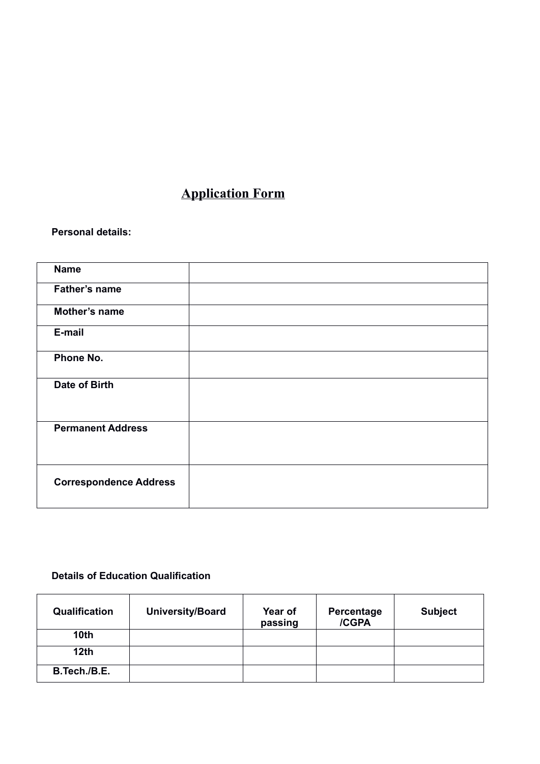# Application Form

**Personal details:**

| | |
|---|---|
| **Name** | |
| **Father's name** | |
| **Mother's name** | |
| **E-mail** | |
| **Phone No.** | |
| **Date of Birth** | |
| **Permanent Address** | |
| **Correspondence Address** | |

**Details of Education Qualification**

| Qualification | University/Board | Year of passing | Percentage /CGPA | Subject |
|---|---|---|---|---|
| **10th** | | | | |
| **12th** | | | | |
| **B.Tech./B.E.** | | | | |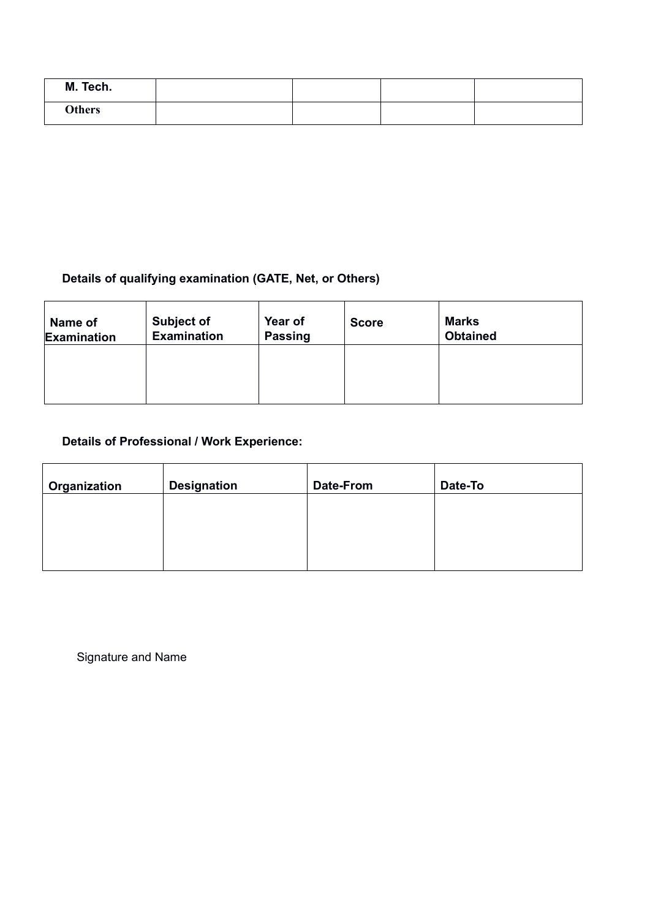| | | | | |
|---|---|---|---|---|
| **M. Tech.** | | | | |
| **Others** | | | | |

**Details of qualifying examination (GATE, Net, or Others)**

| Name of Examination | Subject of Examination | Year of Passing | Score | Marks Obtained |
|---|---|---|---|---|
| | | | | |

**Details of Professional / Work Experience:**

| Organization | Designation | Date-From | Date-To |
|---|---|---|---|
| | | | |

Signature and Name